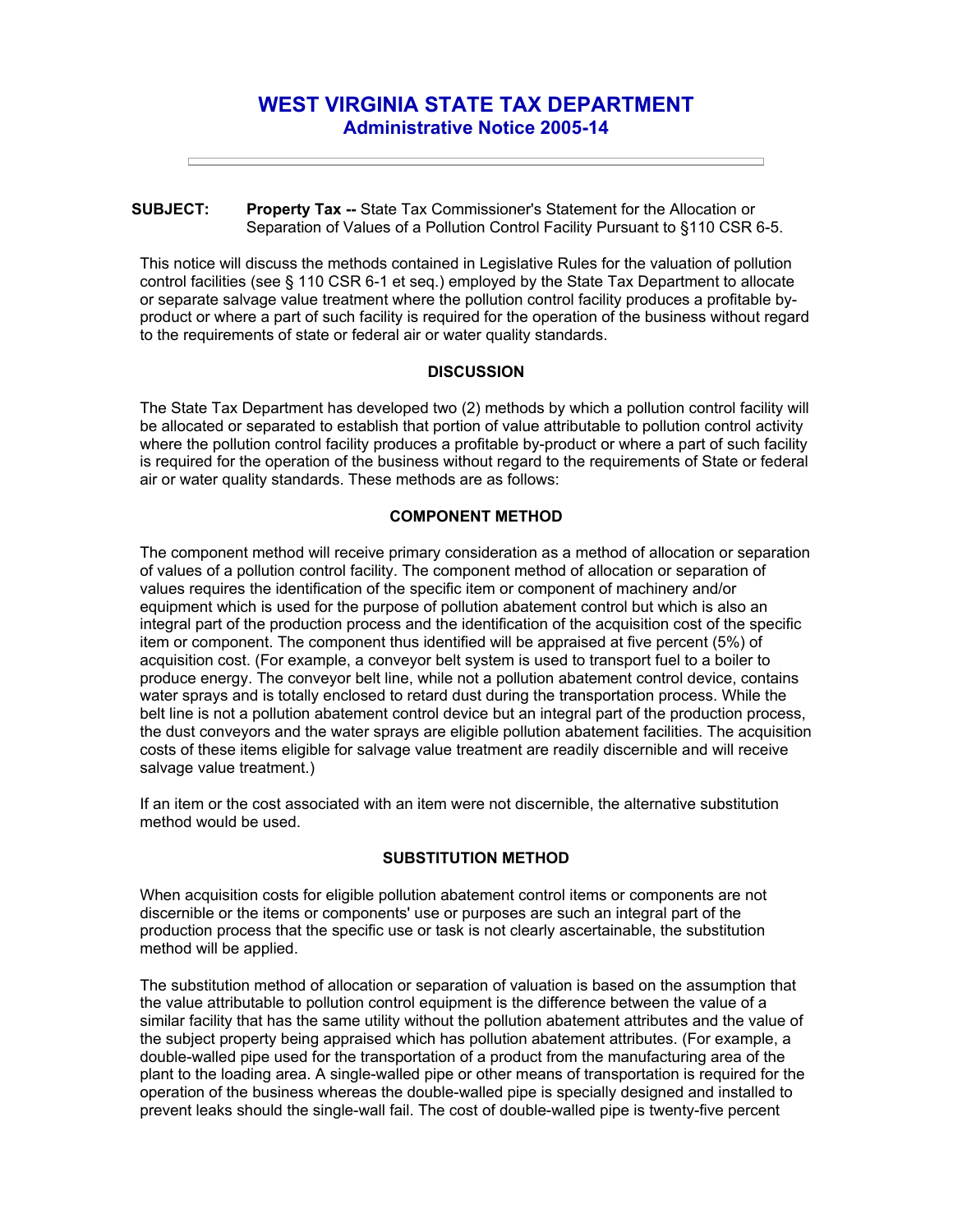# WEST VIRGINIA STATE TAX DEPARTMENT
## Administrative Notice 2005-14

---

**SUBJECT:** **Property Tax --** State Tax Commissioner's Statement for the Allocation or Separation of Values of a Pollution Control Facility Pursuant to §110 CSR 6-5.

This notice will discuss the methods contained in Legislative Rules for the valuation of pollution control facilities (see § 110 CSR 6-1 et seq.) employed by the State Tax Department to allocate or separate salvage value treatment where the pollution control facility produces a profitable by-product or where a part of such facility is required for the operation of the business without regard to the requirements of state or federal air or water quality standards.

### DISCUSSION

The State Tax Department has developed two (2) methods by which a pollution control facility will be allocated or separated to establish that portion of value attributable to pollution control activity where the pollution control facility produces a profitable by-product or where a part of such facility is required for the operation of the business without regard to the requirements of State or federal air or water quality standards. These methods are as follows:

### COMPONENT METHOD

The component method will receive primary consideration as a method of allocation or separation of values of a pollution control facility. The component method of allocation or separation of values requires the identification of the specific item or component of machinery and/or equipment which is used for the purpose of pollution abatement control but which is also an integral part of the production process and the identification of the acquisition cost of the specific item or component. The component thus identified will be appraised at five percent (5%) of acquisition cost. (For example, a conveyor belt system is used to transport fuel to a boiler to produce energy. The conveyor belt line, while not a pollution abatement control device, contains water sprays and is totally enclosed to retard dust during the transportation process. While the belt line is not a pollution abatement control device but an integral part of the production process, the dust conveyors and the water sprays are eligible pollution abatement facilities. The acquisition costs of these items eligible for salvage value treatment are readily discernible and will receive salvage value treatment.)

If an item or the cost associated with an item were not discernible, the alternative substitution method would be used.

### SUBSTITUTION METHOD

When acquisition costs for eligible pollution abatement control items or components are not discernible or the items or components' use or purposes are such an integral part of the production process that the specific use or task is not clearly ascertainable, the substitution method will be applied.

The substitution method of allocation or separation of valuation is based on the assumption that the value attributable to pollution control equipment is the difference between the value of a similar facility that has the same utility without the pollution abatement attributes and the value of the subject property being appraised which has pollution abatement attributes. (For example, a double-walled pipe used for the transportation of a product from the manufacturing area of the plant to the loading area. A single-walled pipe or other means of transportation is required for the operation of the business whereas the double-walled pipe is specially designed and installed to prevent leaks should the single-wall fail. The cost of double-walled pipe is twenty-five percent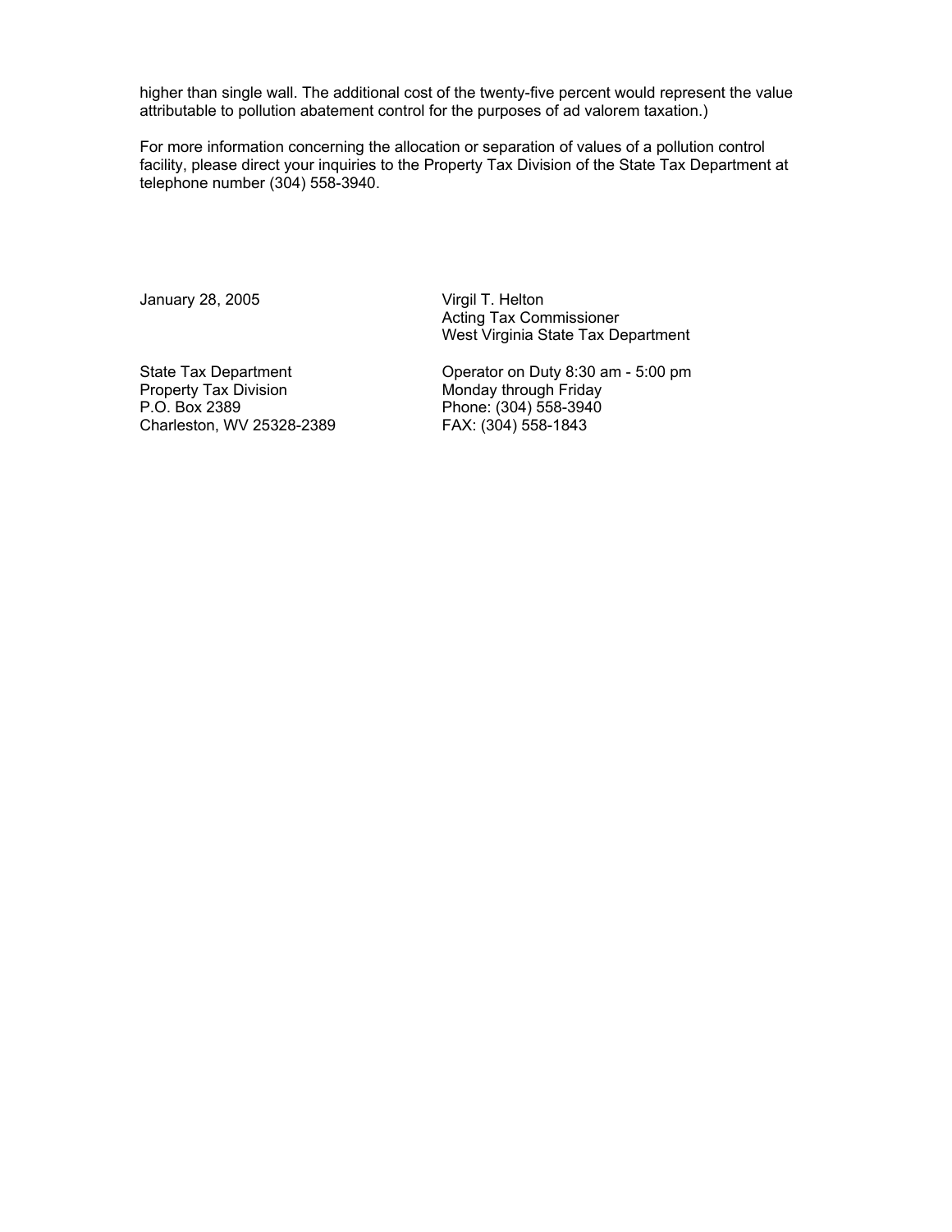higher than single wall. The additional cost of the twenty-five percent would represent the value attributable to pollution abatement control for the purposes of ad valorem taxation.)

For more information concerning the allocation or separation of values of a pollution control facility, please direct your inquiries to the Property Tax Division of the State Tax Department at telephone number (304) 558-3940.

January 28, 2005

Virgil T. Helton  
Acting Tax Commissioner  
West Virginia State Tax Department

State Tax Department  
Property Tax Division  
P.O. Box 2389  
Charleston, WV 25328-2389

Operator on Duty 8:30 am - 5:00 pm  
Monday through Friday  
Phone: (304) 558-3940  
FAX: (304) 558-1843